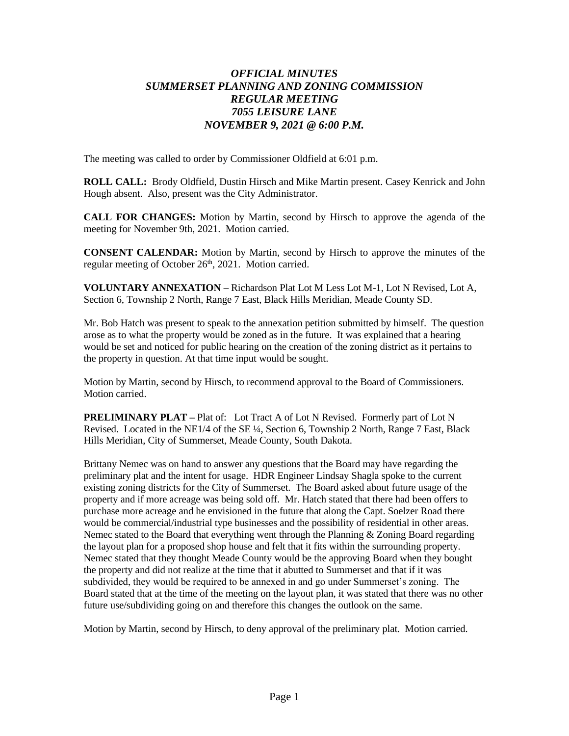# *OFFICIAL MINUTES*
# *SUMMERSET PLANNING AND ZONING COMMISSION*
# *REGULAR MEETING*
# *7055 LEISURE LANE*
# *NOVEMBER 9, 2021 @ 6:00 P.M.*

The meeting was called to order by Commissioner Oldfield at 6:01 p.m.

**ROLL CALL:** Brody Oldfield, Dustin Hirsch and Mike Martin present. Casey Kenrick and John Hough absent. Also, present was the City Administrator.

**CALL FOR CHANGES:** Motion by Martin, second by Hirsch to approve the agenda of the meeting for November 9th, 2021. Motion carried.

**CONSENT CALENDAR:** Motion by Martin, second by Hirsch to approve the minutes of the regular meeting of October 26th, 2021. Motion carried.

**VOLUNTARY ANNEXATION** – Richardson Plat Lot M Less Lot M-1, Lot N Revised, Lot A, Section 6, Township 2 North, Range 7 East, Black Hills Meridian, Meade County SD.

Mr. Bob Hatch was present to speak to the annexation petition submitted by himself. The question arose as to what the property would be zoned as in the future. It was explained that a hearing would be set and noticed for public hearing on the creation of the zoning district as it pertains to the property in question. At that time input would be sought.

Motion by Martin, second by Hirsch, to recommend approval to the Board of Commissioners. Motion carried.

**PRELIMINARY PLAT** – Plat of: Lot Tract A of Lot N Revised. Formerly part of Lot N Revised. Located in the NE1/4 of the SE ¼, Section 6, Township 2 North, Range 7 East, Black Hills Meridian, City of Summerset, Meade County, South Dakota.

Brittany Nemec was on hand to answer any questions that the Board may have regarding the preliminary plat and the intent for usage. HDR Engineer Lindsay Shagla spoke to the current existing zoning districts for the City of Summerset. The Board asked about future usage of the property and if more acreage was being sold off. Mr. Hatch stated that there had been offers to purchase more acreage and he envisioned in the future that along the Capt. Soelzer Road there would be commercial/industrial type businesses and the possibility of residential in other areas. Nemec stated to the Board that everything went through the Planning & Zoning Board regarding the layout plan for a proposed shop house and felt that it fits within the surrounding property. Nemec stated that they thought Meade County would be the approving Board when they bought the property and did not realize at the time that it abutted to Summerset and that if it was subdivided, they would be required to be annexed in and go under Summerset's zoning. The Board stated that at the time of the meeting on the layout plan, it was stated that there was no other future use/subdividing going on and therefore this changes the outlook on the same.

Motion by Martin, second by Hirsch, to deny approval of the preliminary plat. Motion carried.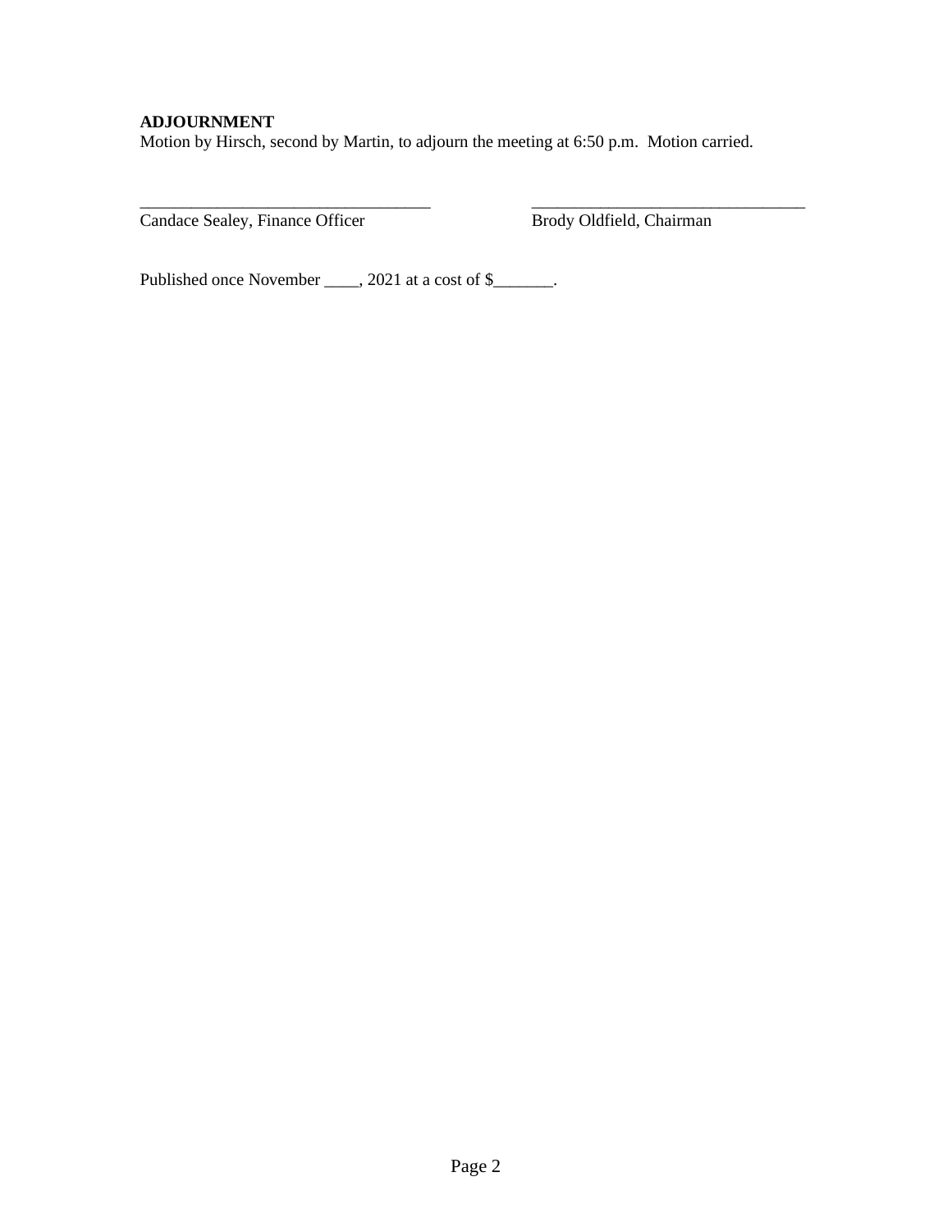**ADJOURNMENT**
Motion by Hirsch, second by Martin, to adjourn the meeting at 6:50 p.m. Motion carried.

| | |
|---|---|
| ___________________________________ | _________________________________ |
| Candace Sealey, Finance Officer | Brody Oldfield, Chairman |

Published once November ____, 2021 at a cost of $_______.